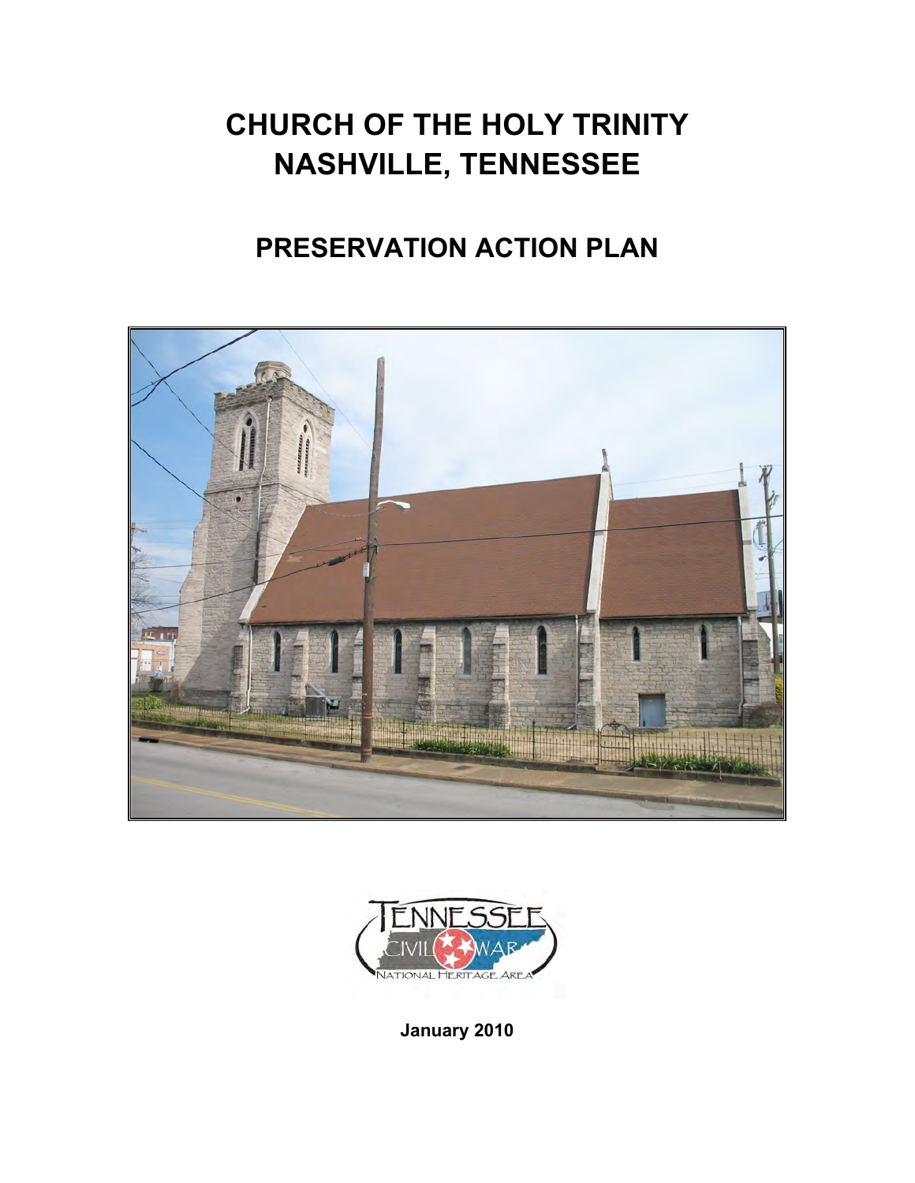# CHURCH OF THE HOLY TRINITY
# NASHVILLE, TENNESSEE

## PRESERVATION ACTION PLAN

**January 2010**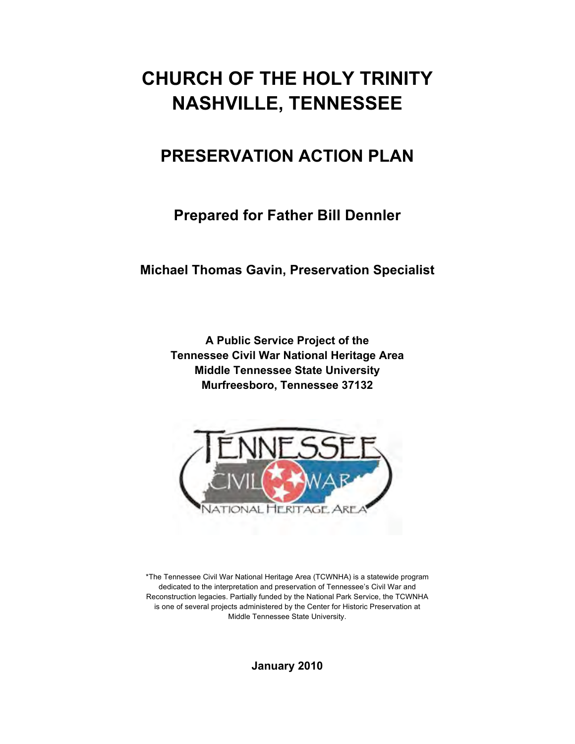# CHURCH OF THE HOLY TRINITY
# NASHVILLE, TENNESSEE

## PRESERVATION ACTION PLAN

### Prepared for Father Bill Dennler

**Michael Thomas Gavin, Preservation Specialist**

**A Public Service Project of the**
**Tennessee Civil War National Heritage Area**
**Middle Tennessee State University**
**Murfreesboro, Tennessee 37132**

*The Tennessee Civil War National Heritage Area (TCWNHA) is a statewide program dedicated to the interpretation and preservation of Tennessee's Civil War and Reconstruction legacies. Partially funded by the National Park Service, the TCWNHA is one of several projects administered by the Center for Historic Preservation at Middle Tennessee State University.

**January 2010**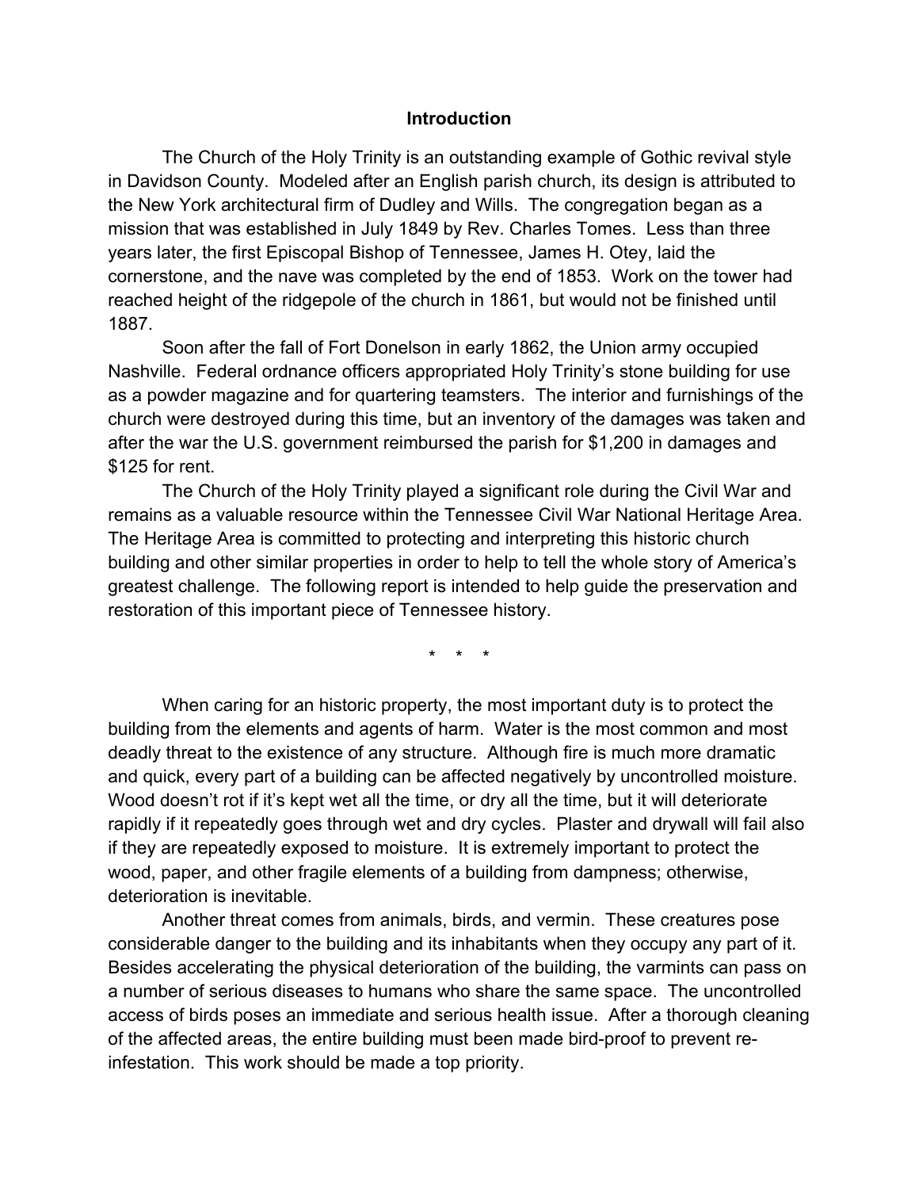## Introduction

The Church of the Holy Trinity is an outstanding example of Gothic revival style in Davidson County. Modeled after an English parish church, its design is attributed to the New York architectural firm of Dudley and Wills. The congregation began as a mission that was established in July 1849 by Rev. Charles Tomes. Less than three years later, the first Episcopal Bishop of Tennessee, James H. Otey, laid the cornerstone, and the nave was completed by the end of 1853. Work on the tower had reached height of the ridgepole of the church in 1861, but would not be finished until 1887.

Soon after the fall of Fort Donelson in early 1862, the Union army occupied Nashville. Federal ordnance officers appropriated Holy Trinity's stone building for use as a powder magazine and for quartering teamsters. The interior and furnishings of the church were destroyed during this time, but an inventory of the damages was taken and after the war the U.S. government reimbursed the parish for $1,200 in damages and $125 for rent.

The Church of the Holy Trinity played a significant role during the Civil War and remains as a valuable resource within the Tennessee Civil War National Heritage Area. The Heritage Area is committed to protecting and interpreting this historic church building and other similar properties in order to help to tell the whole story of America's greatest challenge. The following report is intended to help guide the preservation and restoration of this important piece of Tennessee history.

\* \* \*

When caring for an historic property, the most important duty is to protect the building from the elements and agents of harm. Water is the most common and most deadly threat to the existence of any structure. Although fire is much more dramatic and quick, every part of a building can be affected negatively by uncontrolled moisture. Wood doesn't rot if it's kept wet all the time, or dry all the time, but it will deteriorate rapidly if it repeatedly goes through wet and dry cycles. Plaster and drywall will fail also if they are repeatedly exposed to moisture. It is extremely important to protect the wood, paper, and other fragile elements of a building from dampness; otherwise, deterioration is inevitable.

Another threat comes from animals, birds, and vermin. These creatures pose considerable danger to the building and its inhabitants when they occupy any part of it. Besides accelerating the physical deterioration of the building, the varmints can pass on a number of serious diseases to humans who share the same space. The uncontrolled access of birds poses an immediate and serious health issue. After a thorough cleaning of the affected areas, the entire building must been made bird-proof to prevent re-infestation. This work should be made a top priority.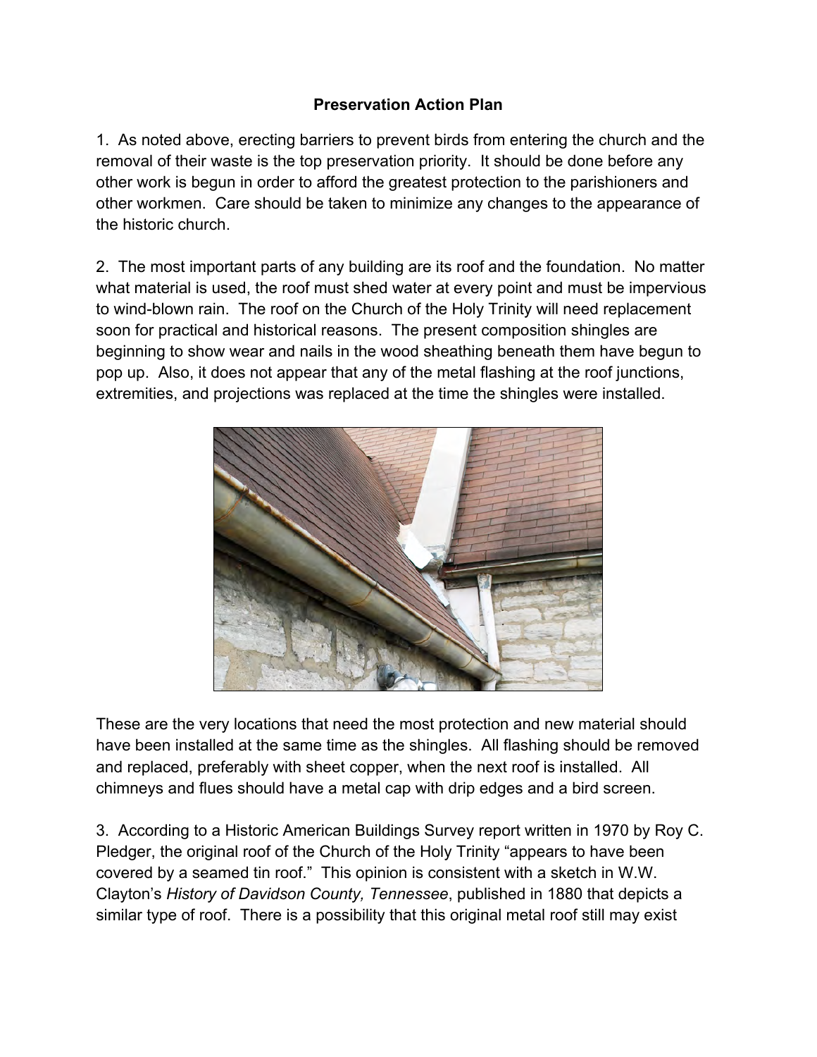## Preservation Action Plan

1. As noted above, erecting barriers to prevent birds from entering the church and the removal of their waste is the top preservation priority. It should be done before any other work is begun in order to afford the greatest protection to the parishioners and other workmen. Care should be taken to minimize any changes to the appearance of the historic church.

2. The most important parts of any building are its roof and the foundation. No matter what material is used, the roof must shed water at every point and must be impervious to wind-blown rain. The roof on the Church of the Holy Trinity will need replacement soon for practical and historical reasons. The present composition shingles are beginning to show wear and nails in the wood sheathing beneath them have begun to pop up. Also, it does not appear that any of the metal flashing at the roof junctions, extremities, and projections was replaced at the time the shingles were installed.

These are the very locations that need the most protection and new material should have been installed at the same time as the shingles. All flashing should be removed and replaced, preferably with sheet copper, when the next roof is installed. All chimneys and flues should have a metal cap with drip edges and a bird screen.

3. According to a Historic American Buildings Survey report written in 1970 by Roy C. Pledger, the original roof of the Church of the Holy Trinity "appears to have been covered by a seamed tin roof." This opinion is consistent with a sketch in W.W. Clayton's *History of Davidson County, Tennessee*, published in 1880 that depicts a similar type of roof. There is a possibility that this original metal roof still may exist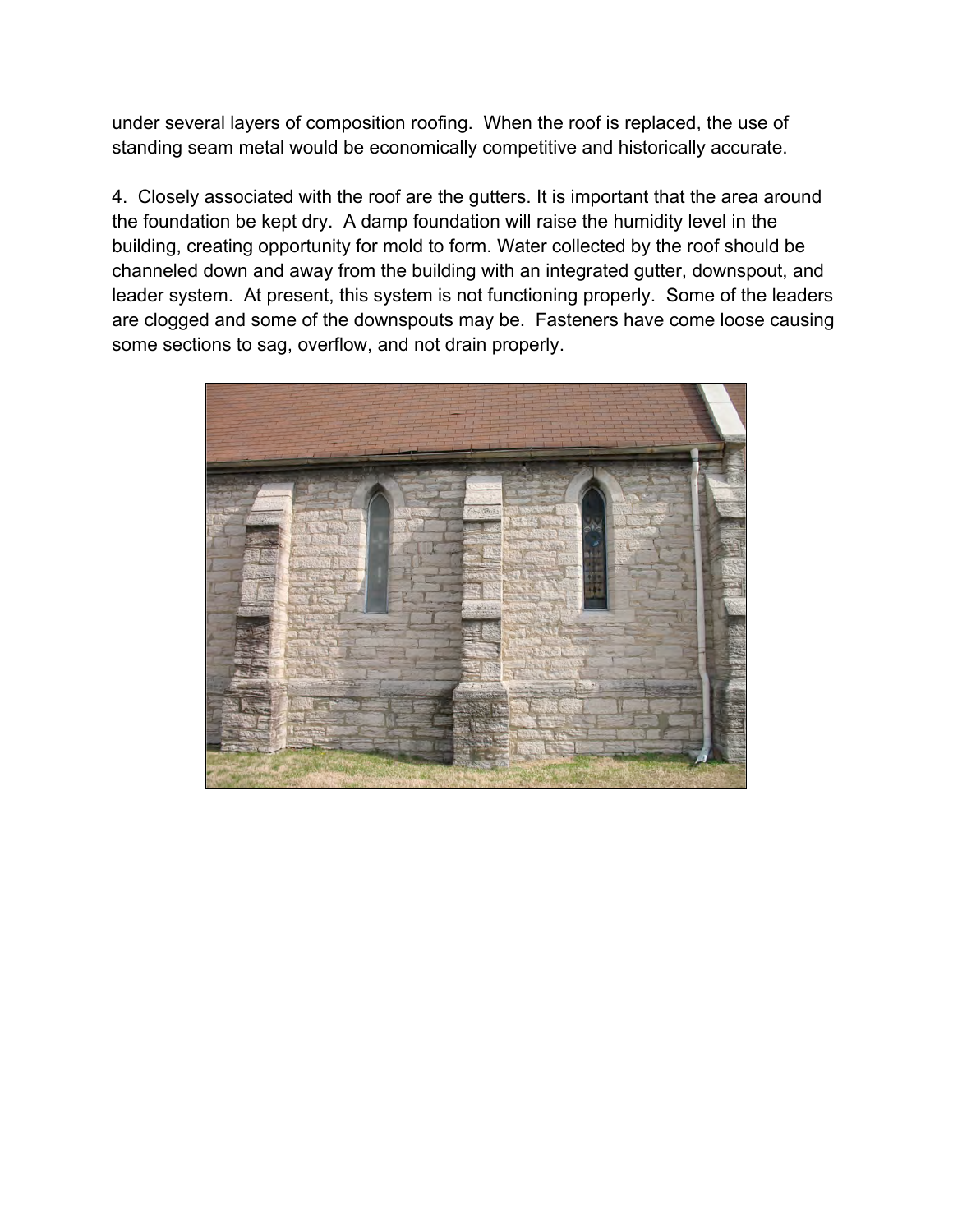under several layers of composition roofing.  When the roof is replaced, the use of standing seam metal would be economically competitive and historically accurate.

4.  Closely associated with the roof are the gutters. It is important that the area around the foundation be kept dry.  A damp foundation will raise the humidity level in the building, creating opportunity for mold to form. Water collected by the roof should be channeled down and away from the building with an integrated gutter, downspout, and leader system.  At present, this system is not functioning properly.  Some of the leaders are clogged and some of the downspouts may be.  Fasteners have come loose causing some sections to sag, overflow, and not drain properly.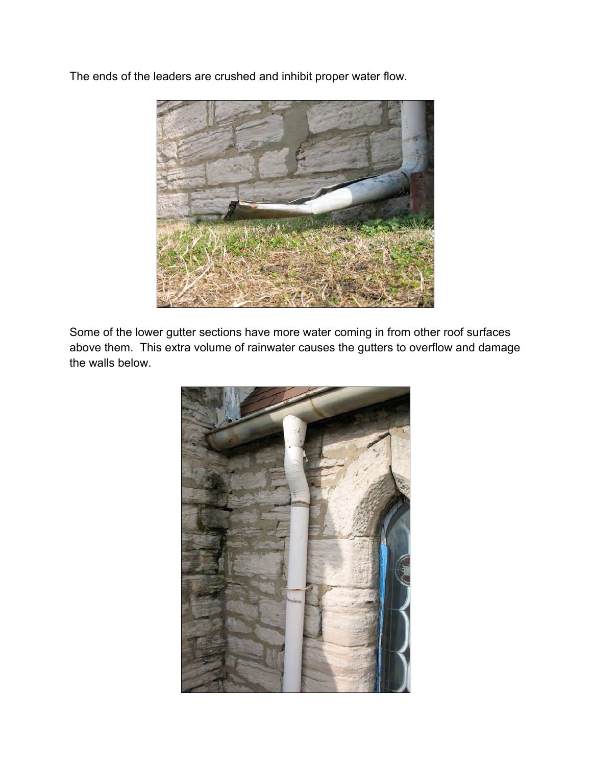The ends of the leaders are crushed and inhibit proper water flow.

Some of the lower gutter sections have more water coming in from other roof surfaces above them.  This extra volume of rainwater causes the gutters to overflow and damage the walls below.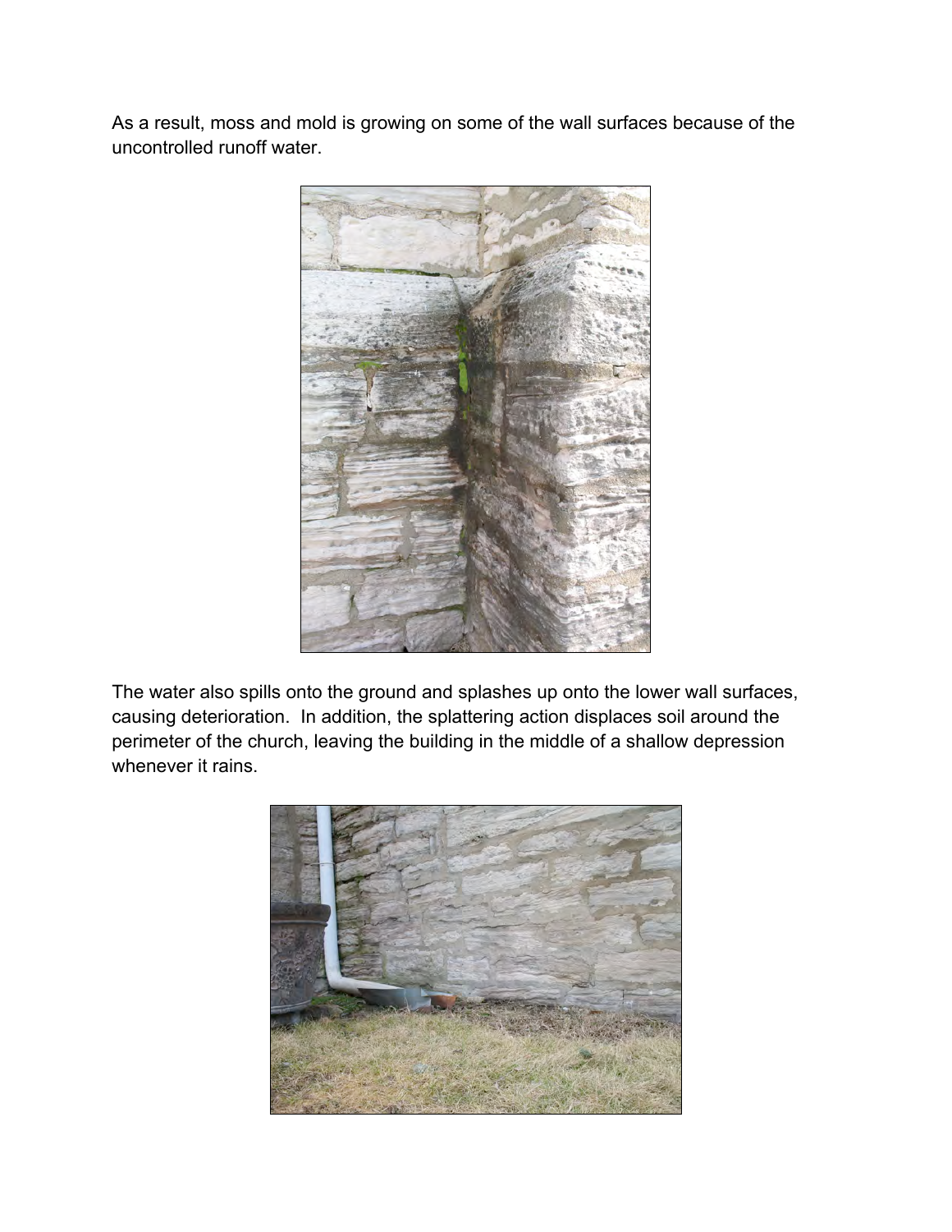As a result, moss and mold is growing on some of the wall surfaces because of the uncontrolled runoff water.

The water also spills onto the ground and splashes up onto the lower wall surfaces, causing deterioration. In addition, the splattering action displaces soil around the perimeter of the church, leaving the building in the middle of a shallow depression whenever it rains.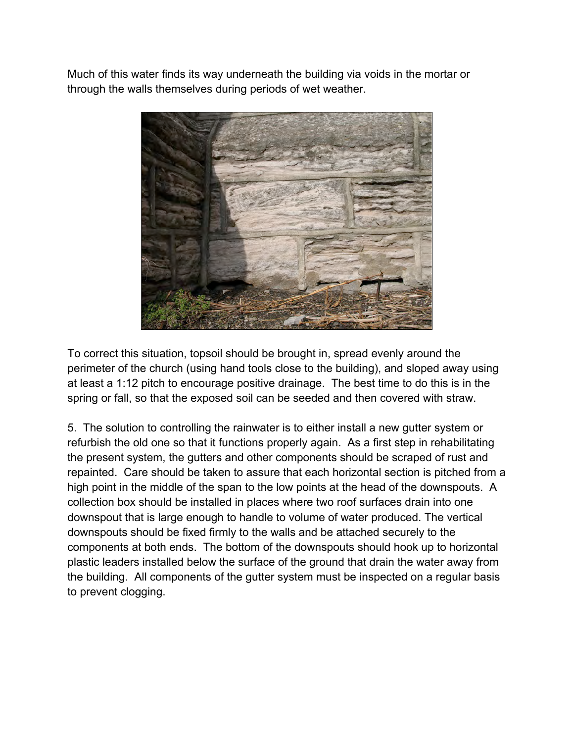Much of this water finds its way underneath the building via voids in the mortar or through the walls themselves during periods of wet weather.

To correct this situation, topsoil should be brought in, spread evenly around the perimeter of the church (using hand tools close to the building), and sloped away using at least a 1:12 pitch to encourage positive drainage. The best time to do this is in the spring or fall, so that the exposed soil can be seeded and then covered with straw.

5. The solution to controlling the rainwater is to either install a new gutter system or refurbish the old one so that it functions properly again. As a first step in rehabilitating the present system, the gutters and other components should be scraped of rust and repainted. Care should be taken to assure that each horizontal section is pitched from a high point in the middle of the span to the low points at the head of the downspouts. A collection box should be installed in places where two roof surfaces drain into one downspout that is large enough to handle to volume of water produced. The vertical downspouts should be fixed firmly to the walls and be attached securely to the components at both ends. The bottom of the downspouts should hook up to horizontal plastic leaders installed below the surface of the ground that drain the water away from the building. All components of the gutter system must be inspected on a regular basis to prevent clogging.